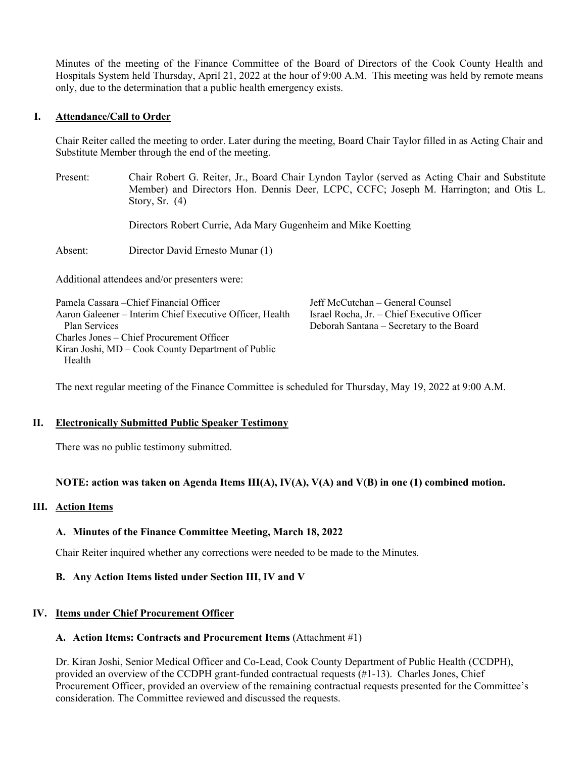Minutes of the meeting of the Finance Committee of the Board of Directors of the Cook County Health and Hospitals System held Thursday, April 21, 2022 at the hour of 9:00 A.M. This meeting was held by remote means only, due to the determination that a public health emergency exists.

## I. Attendance/Call to Order

Chair Reiter called the meeting to order. Later during the meeting, Board Chair Taylor filled in as Acting Chair and Substitute Member through the end of the meeting.

Present: Chair Robert G. Reiter, Jr., Board Chair Lyndon Taylor (served as Acting Chair and Substitute Member) and Directors Hon. Dennis Deer, LCPC, CCFC; Joseph M. Harrington; and Otis L. Story, Sr. (4)

Directors Robert Currie, Ada Mary Gugenheim and Mike Koetting

Absent: Director David Ernesto Munar (1)

Additional attendees and/or presenters were:

Pamela Cassara – Chief Financial Officer
Aaron Galeener – Interim Chief Executive Officer, Health Plan Services
Charles Jones – Chief Procurement Officer
Kiran Joshi, MD – Cook County Department of Public Health
Jeff McCutchan – General Counsel
Israel Rocha, Jr. – Chief Executive Officer
Deborah Santana – Secretary to the Board

The next regular meeting of the Finance Committee is scheduled for Thursday, May 19, 2022 at 9:00 A.M.

## II. Electronically Submitted Public Speaker Testimony

There was no public testimony submitted.

**NOTE: action was taken on Agenda Items III(A), IV(A), V(A) and V(B) in one (1) combined motion.**

## III. Action Items

### A. Minutes of the Finance Committee Meeting, March 18, 2022

Chair Reiter inquired whether any corrections were needed to be made to the Minutes.

### B. Any Action Items listed under Section III, IV and V

## IV. Items under Chief Procurement Officer

### A. Action Items: Contracts and Procurement Items (Attachment #1)

Dr. Kiran Joshi, Senior Medical Officer and Co-Lead, Cook County Department of Public Health (CCDPH), provided an overview of the CCDPH grant-funded contractual requests (#1-13). Charles Jones, Chief Procurement Officer, provided an overview of the remaining contractual requests presented for the Committee's consideration. The Committee reviewed and discussed the requests.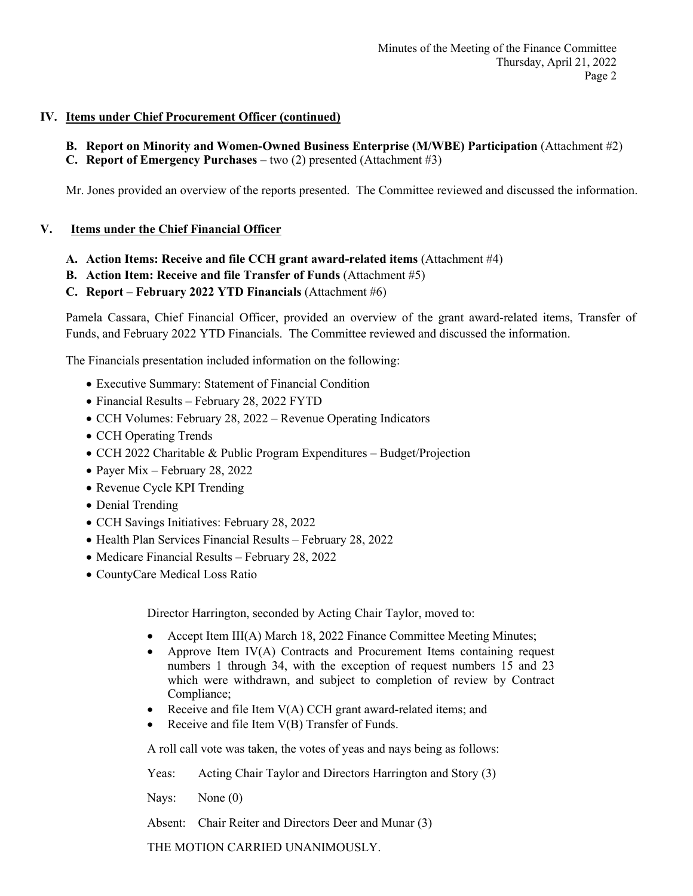## IV. Items under Chief Procurement Officer (continued)

**B. Report on Minority and Women-Owned Business Enterprise (M/WBE) Participation** (Attachment #2)

**C. Report of Emergency Purchases –** two (2) presented (Attachment #3)

Mr. Jones provided an overview of the reports presented. The Committee reviewed and discussed the information.

## V. Items under the Chief Financial Officer

**A. Action Items: Receive and file CCH grant award-related items** (Attachment #4)

**B. Action Item: Receive and file Transfer of Funds** (Attachment #5)

**C. Report – February 2022 YTD Financials** (Attachment #6)

Pamela Cassara, Chief Financial Officer, provided an overview of the grant award-related items, Transfer of Funds, and February 2022 YTD Financials. The Committee reviewed and discussed the information.

The Financials presentation included information on the following:

- Executive Summary: Statement of Financial Condition
- Financial Results – February 28, 2022 FYTD
- CCH Volumes: February 28, 2022 – Revenue Operating Indicators
- CCH Operating Trends
- CCH 2022 Charitable & Public Program Expenditures – Budget/Projection
- Payer Mix – February 28, 2022
- Revenue Cycle KPI Trending
- Denial Trending
- CCH Savings Initiatives: February 28, 2022
- Health Plan Services Financial Results – February 28, 2022
- Medicare Financial Results – February 28, 2022
- CountyCare Medical Loss Ratio

Director Harrington, seconded by Acting Chair Taylor, moved to:

- Accept Item III(A) March 18, 2022 Finance Committee Meeting Minutes;
- Approve Item IV(A) Contracts and Procurement Items containing request numbers 1 through 34, with the exception of request numbers 15 and 23 which were withdrawn, and subject to completion of review by Contract Compliance;
- Receive and file Item V(A) CCH grant award-related items; and
- Receive and file Item V(B) Transfer of Funds.

A roll call vote was taken, the votes of yeas and nays being as follows:

Yeas: Acting Chair Taylor and Directors Harrington and Story (3)

Nays: None (0)

Absent: Chair Reiter and Directors Deer and Munar (3)

THE MOTION CARRIED UNANIMOUSLY.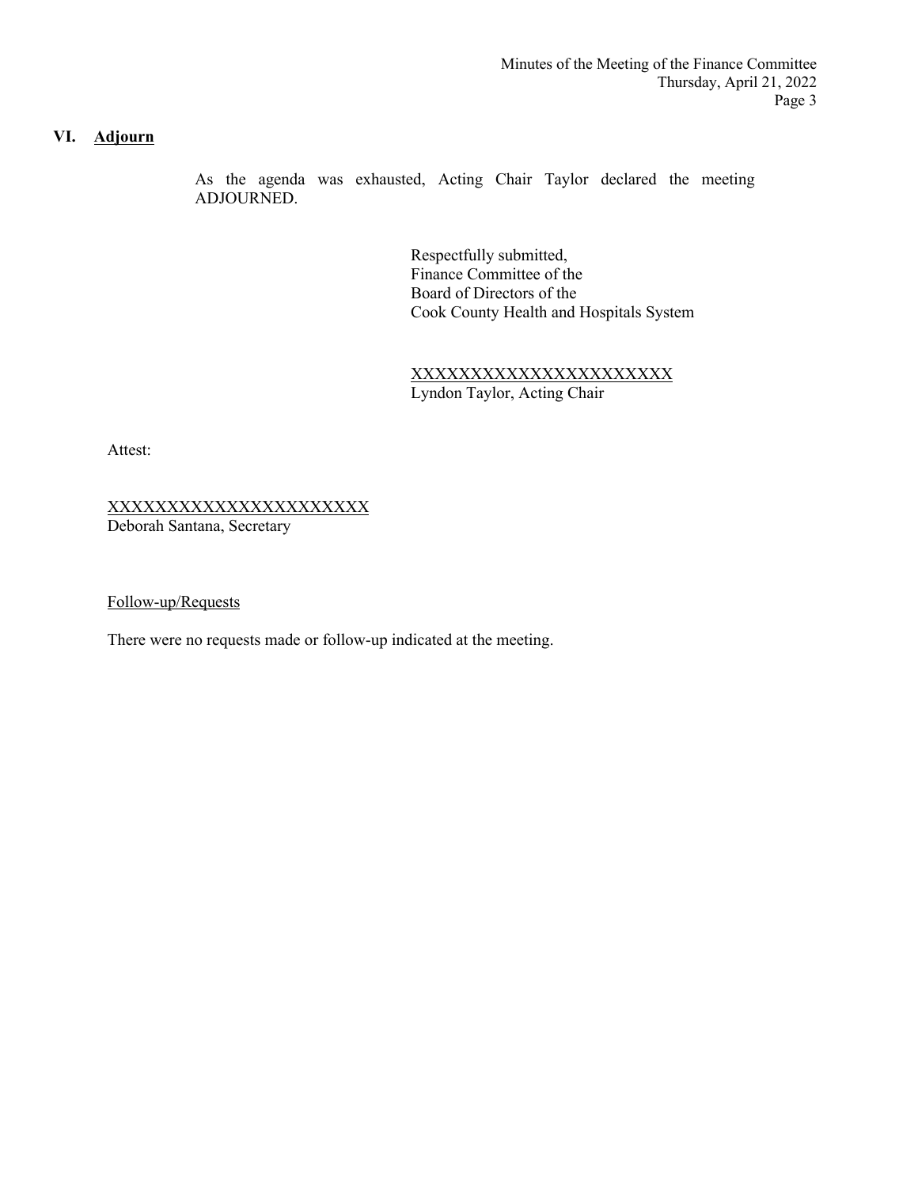## VI. Adjourn

As the agenda was exhausted, Acting Chair Taylor declared the meeting ADJOURNED.

Respectfully submitted,
Finance Committee of the
Board of Directors of the
Cook County Health and Hospitals System

XXXXXXXXXXXXXXXXXXXXXX
Lyndon Taylor, Acting Chair

Attest:

XXXXXXXXXXXXXXXXXXXXXX
Deborah Santana, Secretary

Follow-up/Requests

There were no requests made or follow-up indicated at the meeting.